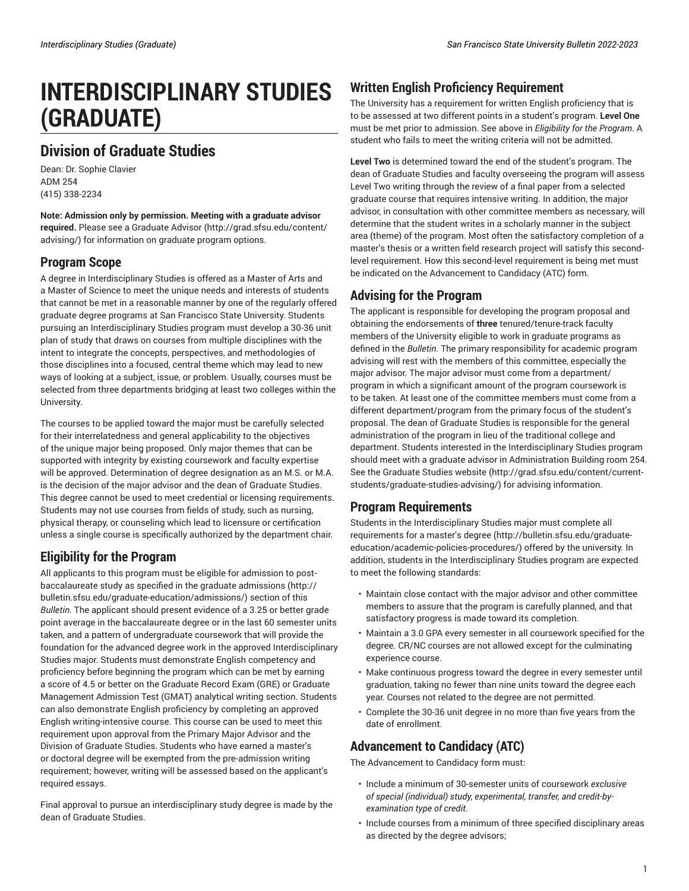# INTERDISCIPLINARY STUDIES (GRADUATE)

## Division of Graduate Studies

Dean: Dr. Sophie Clavier
ADM 254
(415) 338-2234

**Note: Admission only by permission. Meeting with a graduate advisor required.** Please see a Graduate Advisor (http://grad.sfsu.edu/content/advising/) for information on graduate program options.

## Program Scope

A degree in Interdisciplinary Studies is offered as a Master of Arts and a Master of Science to meet the unique needs and interests of students that cannot be met in a reasonable manner by one of the regularly offered graduate degree programs at San Francisco State University. Students pursuing an Interdisciplinary Studies program must develop a 30-36 unit plan of study that draws on courses from multiple disciplines with the intent to integrate the concepts, perspectives, and methodologies of those disciplines into a focused, central theme which may lead to new ways of looking at a subject, issue, or problem. Usually, courses must be selected from three departments bridging at least two colleges within the University.

The courses to be applied toward the major must be carefully selected for their interrelatedness and general applicability to the objectives of the unique major being proposed. Only major themes that can be supported with integrity by existing coursework and faculty expertise will be approved. Determination of degree designation as an M.S. or M.A. is the decision of the major advisor and the dean of Graduate Studies. This degree cannot be used to meet credential or licensing requirements. Students may not use courses from fields of study, such as nursing, physical therapy, or counseling which lead to licensure or certification unless a single course is specifically authorized by the department chair.

## Eligibility for the Program

All applicants to this program must be eligible for admission to post-baccalaureate study as specified in the graduate admissions (http://bulletin.sfsu.edu/graduate-education/admissions/) section of this *Bulletin*. The applicant should present evidence of a 3.25 or better grade point average in the baccalaureate degree or in the last 60 semester units taken, and a pattern of undergraduate coursework that will provide the foundation for the advanced degree work in the approved Interdisciplinary Studies major. Students must demonstrate English competency and proficiency before beginning the program which can be met by earning a score of 4.5 or better on the Graduate Record Exam (GRE) or Graduate Management Admission Test (GMAT) analytical writing section. Students can also demonstrate English proficiency by completing an approved English writing-intensive course. This course can be used to meet this requirement upon approval from the Primary Major Advisor and the Division of Graduate Studies. Students who have earned a master's or doctoral degree will be exempted from the pre-admission writing requirement; however, writing will be assessed based on the applicant's required essays.

Final approval to pursue an interdisciplinary study degree is made by the dean of Graduate Studies.

## Written English Proficiency Requirement

The University has a requirement for written English proficiency that is to be assessed at two different points in a student's program. **Level One** must be met prior to admission. See above in *Eligibility for the Program*. A student who fails to meet the writing criteria will not be admitted.

**Level Two** is determined toward the end of the student's program. The dean of Graduate Studies and faculty overseeing the program will assess Level Two writing through the review of a final paper from a selected graduate course that requires intensive writing. In addition, the major advisor, in consultation with other committee members as necessary, will determine that the student writes in a scholarly manner in the subject area (theme) of the program. Most often the satisfactory completion of a master's thesis or a written field research project will satisfy this second-level requirement. How this second-level requirement is being met must be indicated on the Advancement to Candidacy (ATC) form.

## Advising for the Program

The applicant is responsible for developing the program proposal and obtaining the endorsements of **three** tenured/tenure-track faculty members of the University eligible to work in graduate programs as defined in the *Bulletin*. The primary responsibility for academic program advising will rest with the members of this committee, especially the major advisor. The major advisor must come from a department/program in which a significant amount of the program coursework is to be taken. At least one of the committee members must come from a different department/program from the primary focus of the student's proposal. The dean of Graduate Studies is responsible for the general administration of the program in lieu of the traditional college and department. Students interested in the Interdisciplinary Studies program should meet with a graduate advisor in Administration Building room 254. See the Graduate Studies website (http://grad.sfsu.edu/content/current-students/graduate-studies-advising/) for advising information.

## Program Requirements

Students in the Interdisciplinary Studies major must complete all requirements for a master's degree (http://bulletin.sfsu.edu/graduate-education/academic-policies-procedures/) offered by the university. In addition, students in the Interdisciplinary Studies program are expected to meet the following standards:

- Maintain close contact with the major advisor and other committee members to assure that the program is carefully planned, and that satisfactory progress is made toward its completion.
- Maintain a 3.0 GPA every semester in all coursework specified for the degree. CR/NC courses are not allowed except for the culminating experience course.
- Make continuous progress toward the degree in every semester until graduation, taking no fewer than nine units toward the degree each year. Courses not related to the degree are not permitted.
- Complete the 30-36 unit degree in no more than five years from the date of enrollment.

## Advancement to Candidacy (ATC)

The Advancement to Candidacy form must:

- Include a minimum of 30-semester units of coursework *exclusive of special (individual) study, experimental, transfer, and credit-by-examination type of credit.*
- Include courses from a minimum of three specified disciplinary areas as directed by the degree advisors;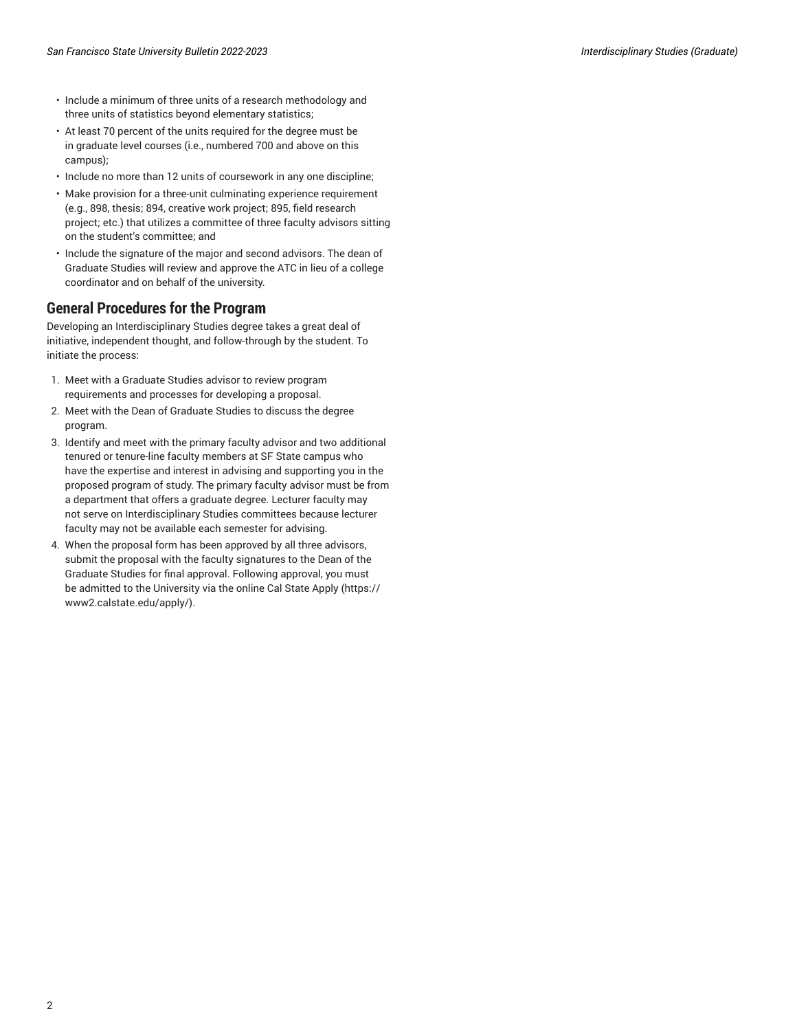- Include a minimum of three units of a research methodology and three units of statistics beyond elementary statistics;
- At least 70 percent of the units required for the degree must be in graduate level courses (i.e., numbered 700 and above on this campus);
- Include no more than 12 units of coursework in any one discipline;
- Make provision for a three-unit culminating experience requirement (e.g., 898, thesis; 894, creative work project; 895, field research project; etc.) that utilizes a committee of three faculty advisors sitting on the student's committee; and
- Include the signature of the major and second advisors. The dean of Graduate Studies will review and approve the ATC in lieu of a college coordinator and on behalf of the university.

## General Procedures for the Program

Developing an Interdisciplinary Studies degree takes a great deal of initiative, independent thought, and follow-through by the student. To initiate the process:

1. Meet with a Graduate Studies advisor to review program requirements and processes for developing a proposal.
2. Meet with the Dean of Graduate Studies to discuss the degree program.
3. Identify and meet with the primary faculty advisor and two additional tenured or tenure-line faculty members at SF State campus who have the expertise and interest in advising and supporting you in the proposed program of study. The primary faculty advisor must be from a department that offers a graduate degree. Lecturer faculty may not serve on Interdisciplinary Studies committees because lecturer faculty may not be available each semester for advising.
4. When the proposal form has been approved by all three advisors, submit the proposal with the faculty signatures to the Dean of the Graduate Studies for final approval. Following approval, you must be admitted to the University via the online Cal State Apply (https://www2.calstate.edu/apply/).